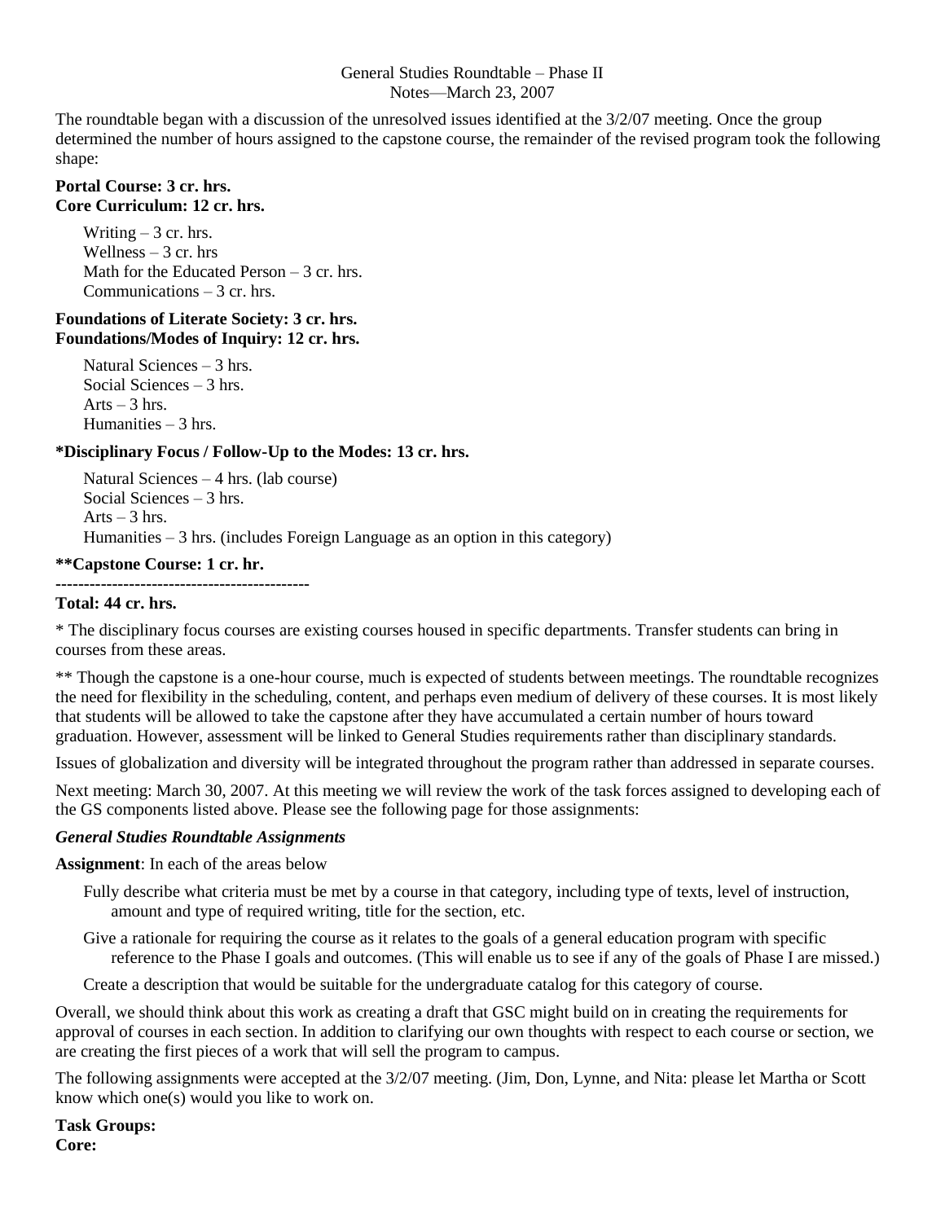General Studies Roundtable – Phase II
Notes—March 23, 2007

The roundtable began with a discussion of the unresolved issues identified at the 3/2/07 meeting. Once the group determined the number of hours assigned to the capstone course, the remainder of the revised program took the following shape:

**Portal Course: 3 cr. hrs.**
**Core Curriculum: 12 cr. hrs.**

Writing – 3 cr. hrs.
Wellness – 3 cr. hrs
Math for the Educated Person – 3 cr. hrs.
Communications – 3 cr. hrs.

**Foundations of Literate Society: 3 cr. hrs.**
**Foundations/Modes of Inquiry: 12 cr. hrs.**

Natural Sciences – 3 hrs.
Social Sciences – 3 hrs.
Arts – 3 hrs.
Humanities – 3 hrs.

**\*Disciplinary Focus / Follow-Up to the Modes: 13 cr. hrs.**

Natural Sciences – 4 hrs. (lab course)
Social Sciences – 3 hrs.
Arts – 3 hrs.
Humanities – 3 hrs. (includes Foreign Language as an option in this category)

**\*\*Capstone Course: 1 cr. hr.**

----------------------------------------------

**Total: 44 cr. hrs.**

\* The disciplinary focus courses are existing courses housed in specific departments. Transfer students can bring in courses from these areas.

\*\* Though the capstone is a one-hour course, much is expected of students between meetings. The roundtable recognizes the need for flexibility in the scheduling, content, and perhaps even medium of delivery of these courses. It is most likely that students will be allowed to take the capstone after they have accumulated a certain number of hours toward graduation. However, assessment will be linked to General Studies requirements rather than disciplinary standards.

Issues of globalization and diversity will be integrated throughout the program rather than addressed in separate courses.

Next meeting: March 30, 2007. At this meeting we will review the work of the task forces assigned to developing each of the GS components listed above. Please see the following page for those assignments:

***General Studies Roundtable Assignments***

**Assignment**: In each of the areas below

- Fully describe what criteria must be met by a course in that category, including type of texts, level of instruction, amount and type of required writing, title for the section, etc.
- Give a rationale for requiring the course as it relates to the goals of a general education program with specific reference to the Phase I goals and outcomes. (This will enable us to see if any of the goals of Phase I are missed.)
- Create a description that would be suitable for the undergraduate catalog for this category of course.

Overall, we should think about this work as creating a draft that GSC might build on in creating the requirements for approval of courses in each section. In addition to clarifying our own thoughts with respect to each course or section, we are creating the first pieces of a work that will sell the program to campus.

The following assignments were accepted at the 3/2/07 meeting. (Jim, Don, Lynne, and Nita: please let Martha or Scott know which one(s) would you like to work on.

**Task Groups:**
**Core:**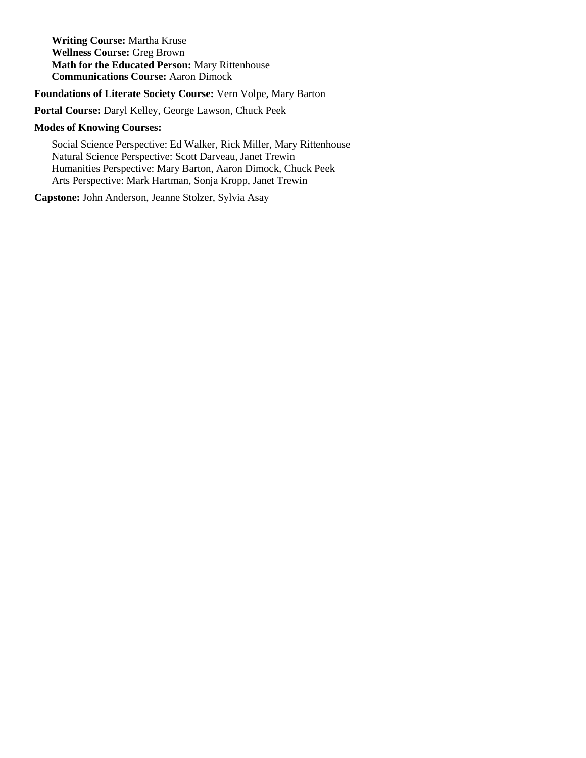**Writing Course:** Martha Kruse
**Wellness Course:** Greg Brown
**Math for the Educated Person:** Mary Rittenhouse
**Communications Course:** Aaron Dimock

**Foundations of Literate Society Course:** Vern Volpe, Mary Barton

**Portal Course:** Daryl Kelley, George Lawson, Chuck Peek

**Modes of Knowing Courses:**

Social Science Perspective: Ed Walker, Rick Miller, Mary Rittenhouse
Natural Science Perspective: Scott Darveau, Janet Trewin
Humanities Perspective: Mary Barton, Aaron Dimock, Chuck Peek
Arts Perspective: Mark Hartman, Sonja Kropp, Janet Trewin

**Capstone:** John Anderson, Jeanne Stolzer, Sylvia Asay